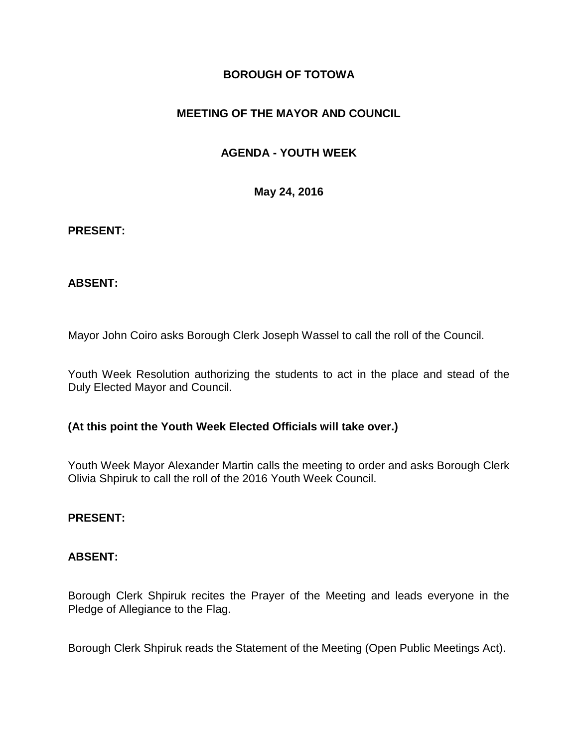# BOROUGH OF TOTOWA

## MEETING OF THE MAYOR AND COUNCIL

## AGENDA - YOUTH WEEK

**May 24, 2016**

**PRESENT:**

**ABSENT:**

Mayor John Coiro asks Borough Clerk Joseph Wassel to call the roll of the Council.

Youth Week Resolution authorizing the students to act in the place and stead of the Duly Elected Mayor and Council.

**(At this point the Youth Week Elected Officials will take over.)**

Youth Week Mayor Alexander Martin calls the meeting to order and asks Borough Clerk Olivia Shpiruk to call the roll of the 2016 Youth Week Council.

**PRESENT:**

**ABSENT:**

Borough Clerk Shpiruk recites the Prayer of the Meeting and leads everyone in the Pledge of Allegiance to the Flag.

Borough Clerk Shpiruk reads the Statement of the Meeting (Open Public Meetings Act).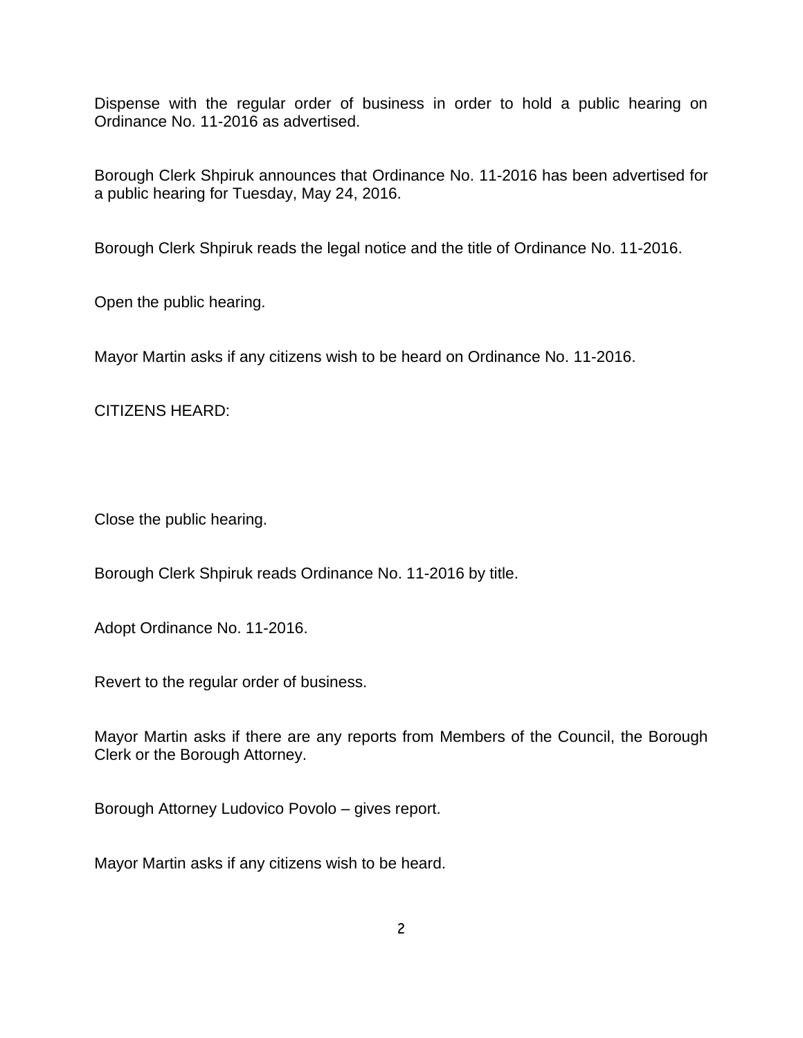Dispense with the regular order of business in order to hold a public hearing on Ordinance No. 11-2016 as advertised.

Borough Clerk Shpiruk announces that Ordinance No. 11-2016 has been advertised for a public hearing for Tuesday, May 24, 2016.

Borough Clerk Shpiruk reads the legal notice and the title of Ordinance No. 11-2016.

Open the public hearing.

Mayor Martin asks if any citizens wish to be heard on Ordinance No. 11-2016.

CITIZENS HEARD:

Close the public hearing.

Borough Clerk Shpiruk reads Ordinance No. 11-2016 by title.

Adopt Ordinance No. 11-2016.

Revert to the regular order of business.

Mayor Martin asks if there are any reports from Members of the Council, the Borough Clerk or the Borough Attorney.

Borough Attorney Ludovico Povolo – gives report.

Mayor Martin asks if any citizens wish to be heard.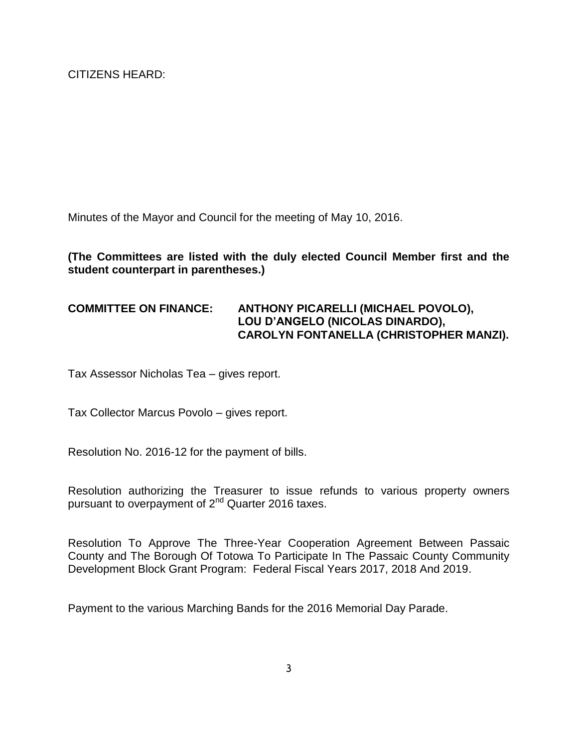CITIZENS HEARD:

Minutes of the Mayor and Council for the meeting of May 10, 2016.

**(The Committees are listed with the duly elected Council Member first and the student counterpart in parentheses.)**

**COMMITTEE ON FINANCE: ANTHONY PICARELLI (MICHAEL POVOLO), LOU D'ANGELO (NICOLAS DINARDO), CAROLYN FONTANELLA (CHRISTOPHER MANZI).**

Tax Assessor Nicholas Tea – gives report.

Tax Collector Marcus Povolo – gives report.

Resolution No. 2016-12 for the payment of bills.

Resolution authorizing the Treasurer to issue refunds to various property owners pursuant to overpayment of 2nd Quarter 2016 taxes.

Resolution To Approve The Three-Year Cooperation Agreement Between Passaic County and The Borough Of Totowa To Participate In The Passaic County Community Development Block Grant Program: Federal Fiscal Years 2017, 2018 And 2019.

Payment to the various Marching Bands for the 2016 Memorial Day Parade.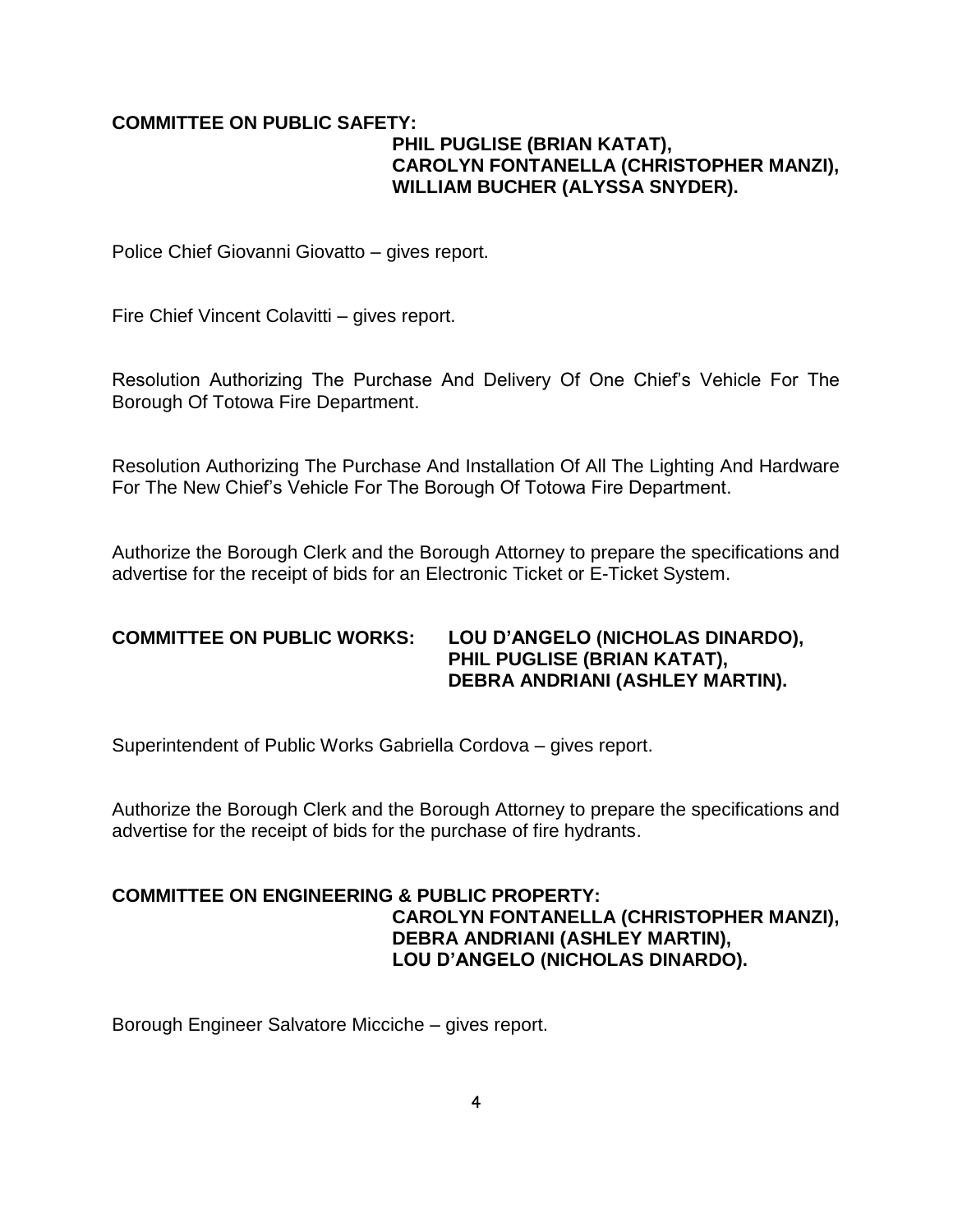**COMMITTEE ON PUBLIC SAFETY:**
**PHIL PUGLISE (BRIAN KATAT),**
**CAROLYN FONTANELLA (CHRISTOPHER MANZI),**
**WILLIAM BUCHER (ALYSSA SNYDER).**

Police Chief Giovanni Giovatto – gives report.

Fire Chief Vincent Colavitti – gives report.

Resolution Authorizing The Purchase And Delivery Of One Chief's Vehicle For The Borough Of Totowa Fire Department.

Resolution Authorizing The Purchase And Installation Of All The Lighting And Hardware For The New Chief's Vehicle For The Borough Of Totowa Fire Department.

Authorize the Borough Clerk and the Borough Attorney to prepare the specifications and advertise for the receipt of bids for an Electronic Ticket or E-Ticket System.

**COMMITTEE ON PUBLIC WORKS: LOU D'ANGELO (NICHOLAS DINARDO),**
**PHIL PUGLISE (BRIAN KATAT),**
**DEBRA ANDRIANI (ASHLEY MARTIN).**

Superintendent of Public Works Gabriella Cordova – gives report.

Authorize the Borough Clerk and the Borough Attorney to prepare the specifications and advertise for the receipt of bids for the purchase of fire hydrants.

**COMMITTEE ON ENGINEERING & PUBLIC PROPERTY:**
**CAROLYN FONTANELLA (CHRISTOPHER MANZI),**
**DEBRA ANDRIANI (ASHLEY MARTIN),**
**LOU D'ANGELO (NICHOLAS DINARDO).**

Borough Engineer Salvatore Micciche – gives report.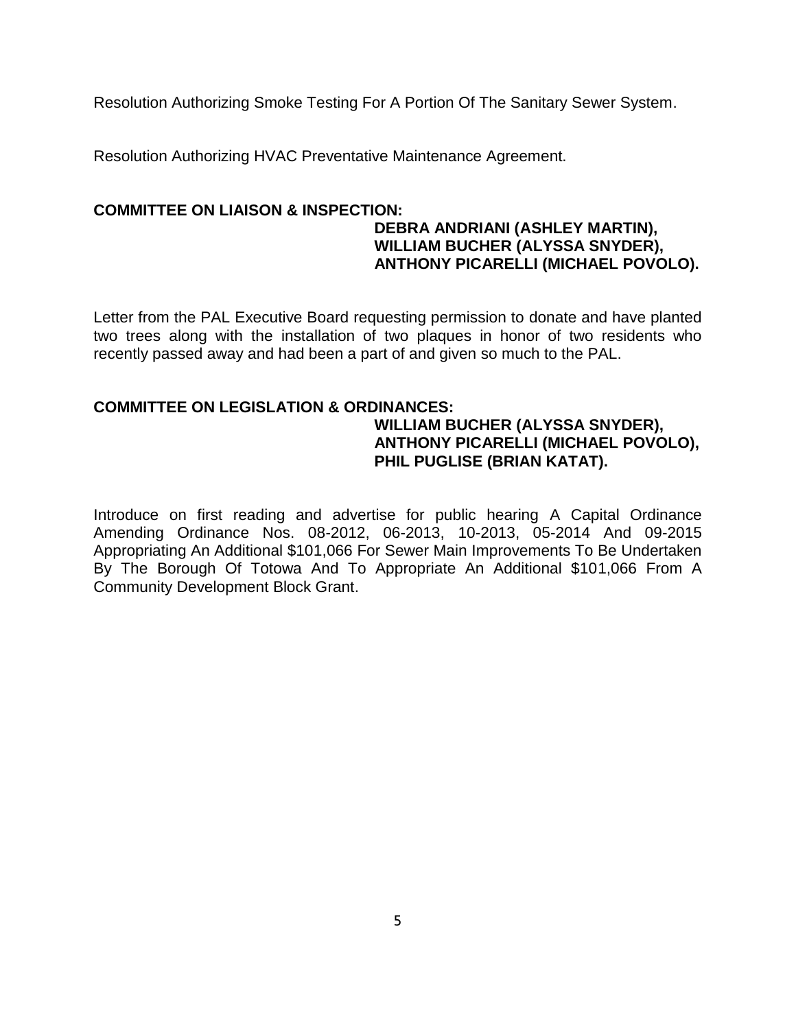Resolution Authorizing Smoke Testing For A Portion Of The Sanitary Sewer System.

Resolution Authorizing HVAC Preventative Maintenance Agreement.

**COMMITTEE ON LIAISON & INSPECTION:**

**DEBRA ANDRIANI (ASHLEY MARTIN),**
**WILLIAM BUCHER (ALYSSA SNYDER),**
**ANTHONY PICARELLI (MICHAEL POVOLO).**

Letter from the PAL Executive Board requesting permission to donate and have planted two trees along with the installation of two plaques in honor of two residents who recently passed away and had been a part of and given so much to the PAL.

**COMMITTEE ON LEGISLATION & ORDINANCES:**

**WILLIAM BUCHER (ALYSSA SNYDER),**
**ANTHONY PICARELLI (MICHAEL POVOLO),**
**PHIL PUGLISE (BRIAN KATAT).**

Introduce on first reading and advertise for public hearing A Capital Ordinance Amending Ordinance Nos. 08-2012, 06-2013, 10-2013, 05-2014 And 09-2015 Appropriating An Additional $101,066 For Sewer Main Improvements To Be Undertaken By The Borough Of Totowa And To Appropriate An Additional $101,066 From A Community Development Block Grant.